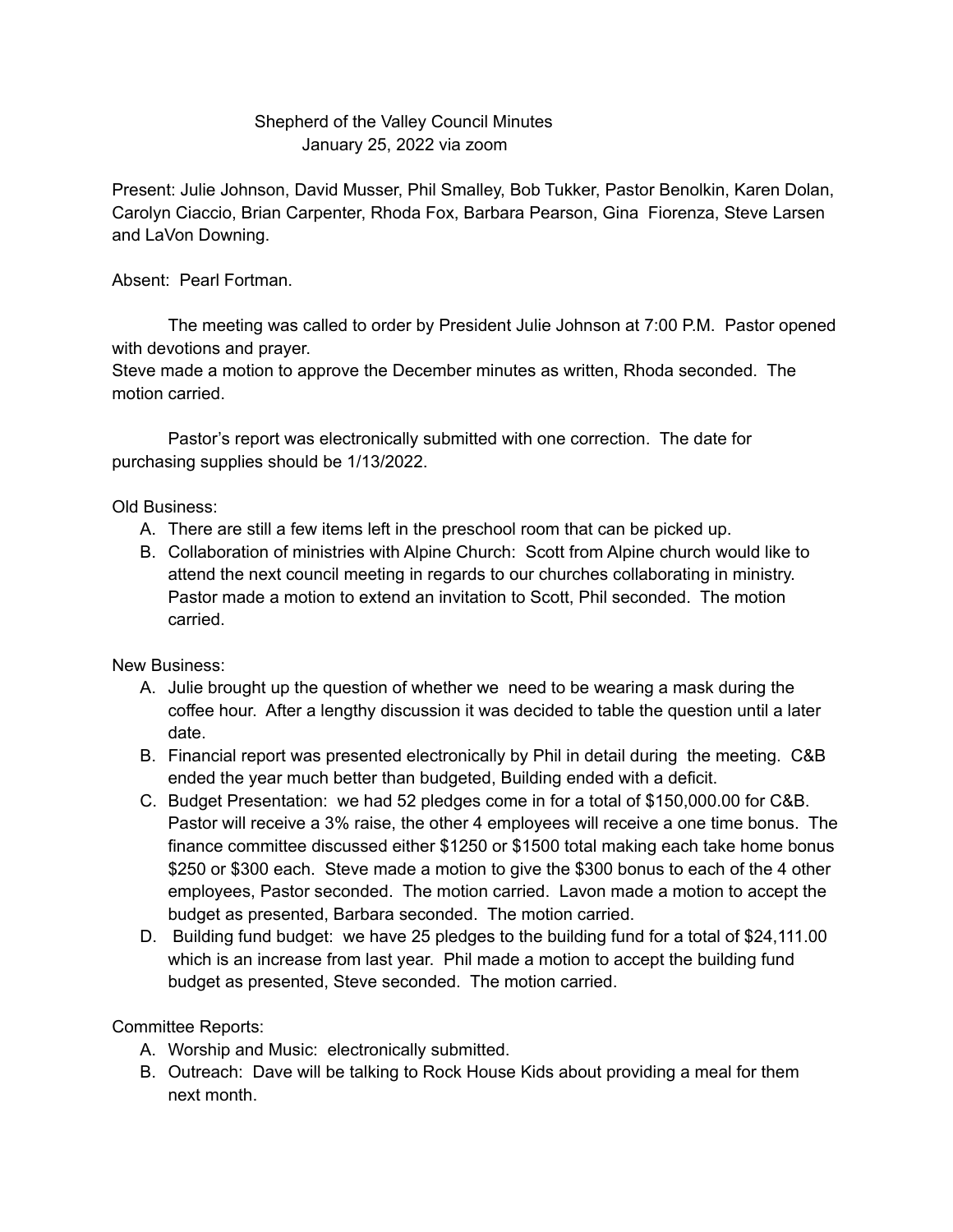# Shepherd of the Valley Council Minutes

January 25, 2022 via zoom

Present: Julie Johnson, David Musser, Phil Smalley, Bob Tukker, Pastor Benolkin, Karen Dolan, Carolyn Ciaccio, Brian Carpenter, Rhoda Fox, Barbara Pearson, Gina Fiorenza, Steve Larsen and LaVon Downing.

Absent: Pearl Fortman.

The meeting was called to order by President Julie Johnson at 7:00 P.M. Pastor opened with devotions and prayer.

Steve made a motion to approve the December minutes as written, Rhoda seconded. The motion carried.

Pastor's report was electronically submitted with one correction. The date for purchasing supplies should be 1/13/2022.

Old Business:

A. There are still a few items left in the preschool room that can be picked up.
B. Collaboration of ministries with Alpine Church: Scott from Alpine church would like to attend the next council meeting in regards to our churches collaborating in ministry. Pastor made a motion to extend an invitation to Scott, Phil seconded. The motion carried.

New Business:

A. Julie brought up the question of whether we need to be wearing a mask during the coffee hour. After a lengthy discussion it was decided to table the question until a later date.
B. Financial report was presented electronically by Phil in detail during the meeting. C&B ended the year much better than budgeted, Building ended with a deficit.
C. Budget Presentation: we had 52 pledges come in for a total of $150,000.00 for C&B. Pastor will receive a 3% raise, the other 4 employees will receive a one time bonus. The finance committee discussed either $1250 or $1500 total making each take home bonus $250 or $300 each. Steve made a motion to give the $300 bonus to each of the 4 other employees, Pastor seconded. The motion carried. Lavon made a motion to accept the budget as presented, Barbara seconded. The motion carried.
D. Building fund budget: we have 25 pledges to the building fund for a total of $24,111.00 which is an increase from last year. Phil made a motion to accept the building fund budget as presented, Steve seconded. The motion carried.

Committee Reports:

A. Worship and Music: electronically submitted.
B. Outreach: Dave will be talking to Rock House Kids about providing a meal for them next month.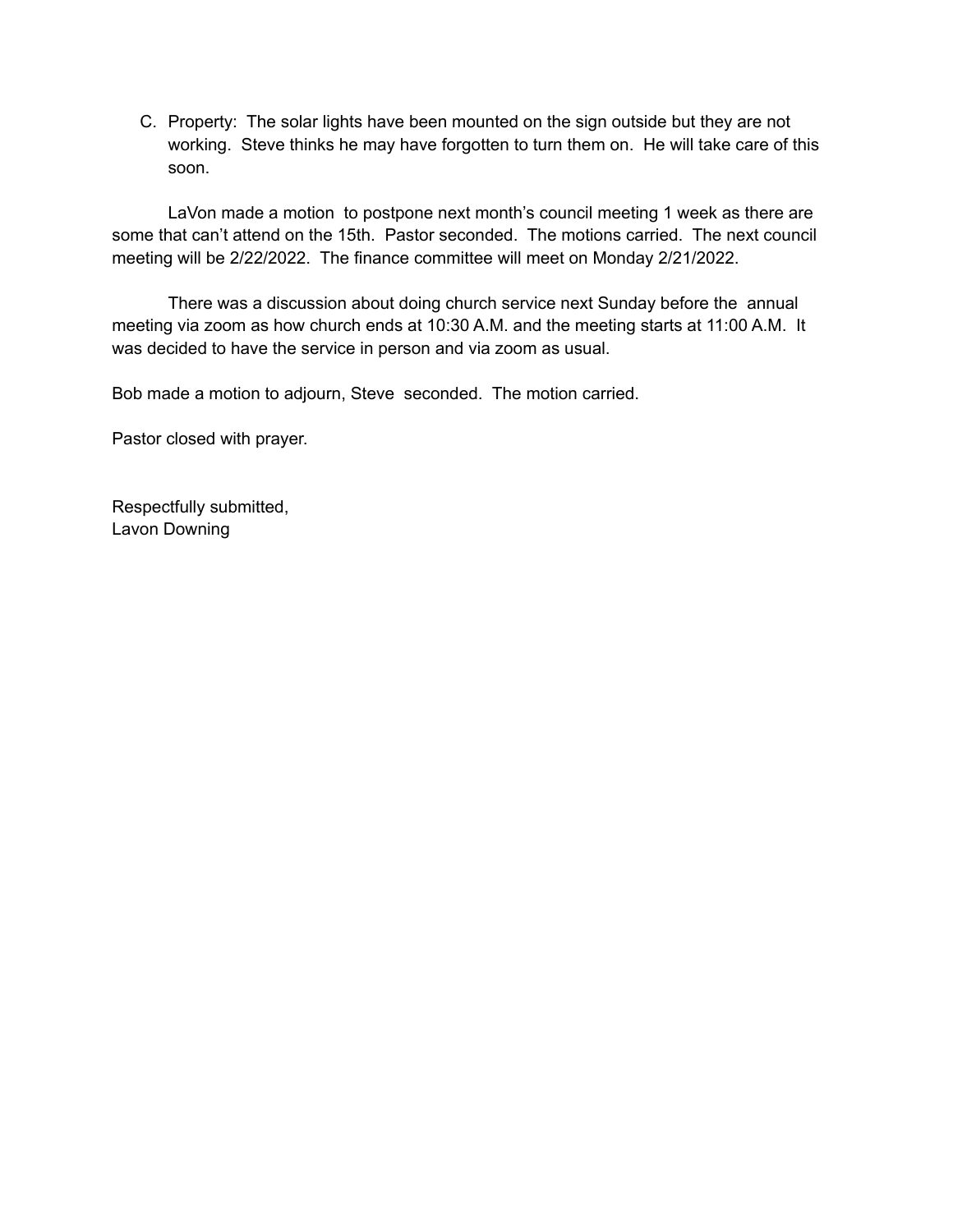C. Property: The solar lights have been mounted on the sign outside but they are not working. Steve thinks he may have forgotten to turn them on. He will take care of this soon.

LaVon made a motion to postpone next month's council meeting 1 week as there are some that can't attend on the 15th. Pastor seconded. The motions carried. The next council meeting will be 2/22/2022. The finance committee will meet on Monday 2/21/2022.

There was a discussion about doing church service next Sunday before the annual meeting via zoom as how church ends at 10:30 A.M. and the meeting starts at 11:00 A.M. It was decided to have the service in person and via zoom as usual.

Bob made a motion to adjourn, Steve seconded. The motion carried.

Pastor closed with prayer.

Respectfully submitted,
Lavon Downing